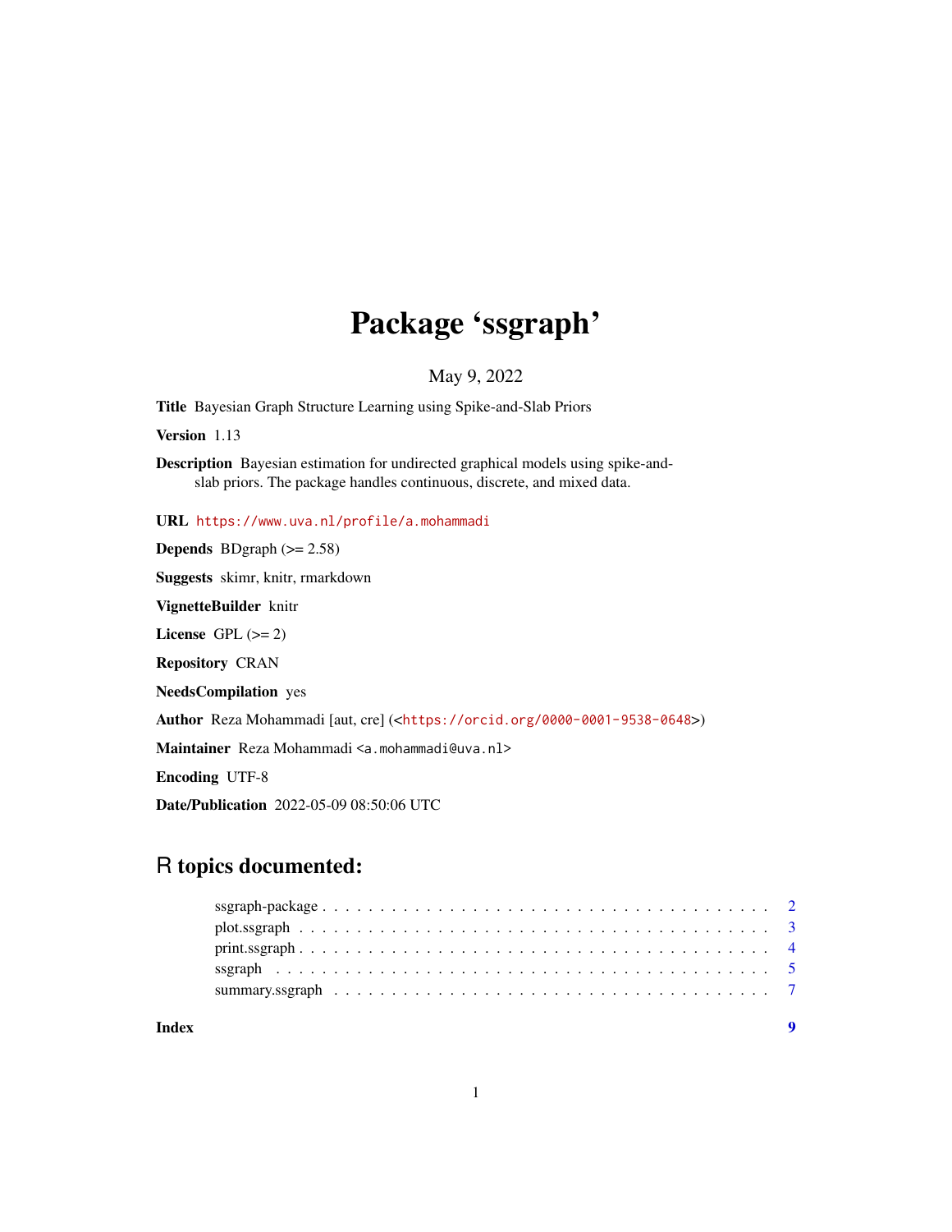# Package 'ssgraph'

May 9, 2022

**Title** Bayesian Graph Structure Learning using Spike-and-Slab Priors

**Version** 1.13

**Description** Bayesian estimation for undirected graphical models using spike-and-slab priors. The package handles continuous, discrete, and mixed data.

**URL** https://www.uva.nl/profile/a.mohammadi

**Depends** BDgraph (>= 2.58)

**Suggests** skimr, knitr, rmarkdown

**VignetteBuilder** knitr

**License** GPL (>= 2)

**Repository** CRAN

**NeedsCompilation** yes

**Author** Reza Mohammadi [aut, cre] (<https://orcid.org/0000-0001-9538-0648>)

**Maintainer** Reza Mohammadi <a.mohammadi@uva.nl>

**Encoding** UTF-8

**Date/Publication** 2022-05-09 08:50:06 UTC

## R topics documented:

- ssgraph-package . . . . . . . . . . . . . . . . . . . . . . . . . . . . . . . . . . . . . 2
- plot.ssgraph . . . . . . . . . . . . . . . . . . . . . . . . . . . . . . . . . . . . . . . . 3
- print.ssgraph . . . . . . . . . . . . . . . . . . . . . . . . . . . . . . . . . . . . . . . 4
- ssgraph . . . . . . . . . . . . . . . . . . . . . . . . . . . . . . . . . . . . . . . . . . 5
- summary.ssgraph . . . . . . . . . . . . . . . . . . . . . . . . . . . . . . . . . . . . . 7

**Index** 9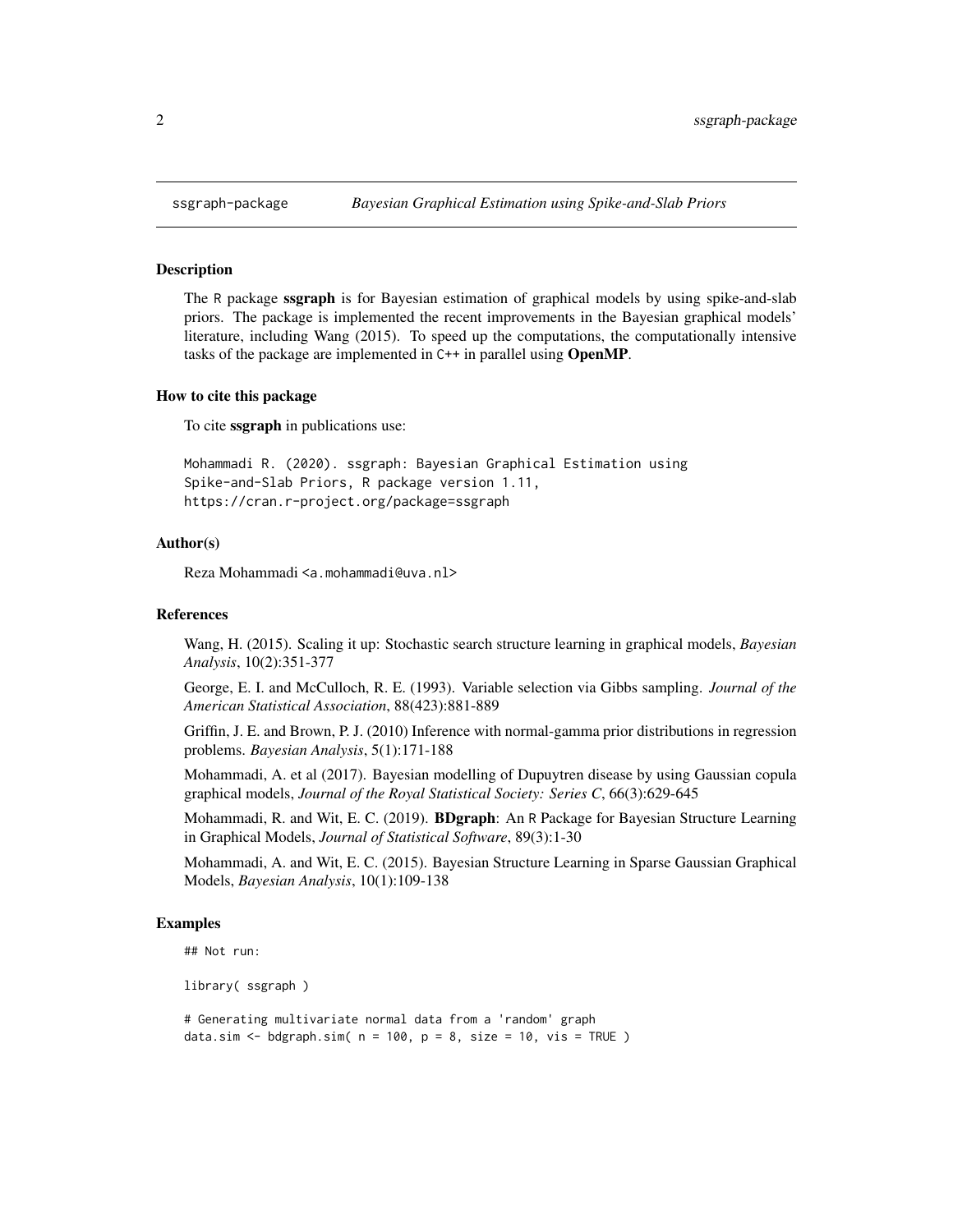## ssgraph-package *Bayesian Graphical Estimation using Spike-and-Slab Priors*

### Description

The R package **ssgraph** is for Bayesian estimation of graphical models by using spike-and-slab priors. The package is implemented the recent improvements in the Bayesian graphical models' literature, including Wang (2015). To speed up the computations, the computationally intensive tasks of the package are implemented in C++ in parallel using **OpenMP**.

### How to cite this package

To cite **ssgraph** in publications use:

```
Mohammadi R. (2020). ssgraph: Bayesian Graphical Estimation using
Spike-and-Slab Priors, R package version 1.11,
https://cran.r-project.org/package=ssgraph
```

### Author(s)

Reza Mohammadi <a.mohammadi@uva.nl>

### References

Wang, H. (2015). Scaling it up: Stochastic search structure learning in graphical models, *Bayesian Analysis*, 10(2):351-377

George, E. I. and McCulloch, R. E. (1993). Variable selection via Gibbs sampling. *Journal of the American Statistical Association*, 88(423):881-889

Griffin, J. E. and Brown, P. J. (2010) Inference with normal-gamma prior distributions in regression problems. *Bayesian Analysis*, 5(1):171-188

Mohammadi, A. et al (2017). Bayesian modelling of Dupuytren disease by using Gaussian copula graphical models, *Journal of the Royal Statistical Society: Series C*, 66(3):629-645

Mohammadi, R. and Wit, E. C. (2019). **BDgraph**: An R Package for Bayesian Structure Learning in Graphical Models, *Journal of Statistical Software*, 89(3):1-30

Mohammadi, A. and Wit, E. C. (2015). Bayesian Structure Learning in Sparse Gaussian Graphical Models, *Bayesian Analysis*, 10(1):109-138

### Examples

```
## Not run:

library( ssgraph )

# Generating multivariate normal data from a 'random' graph
data.sim <- bdgraph.sim( n = 100, p = 8, size = 10, vis = TRUE )
```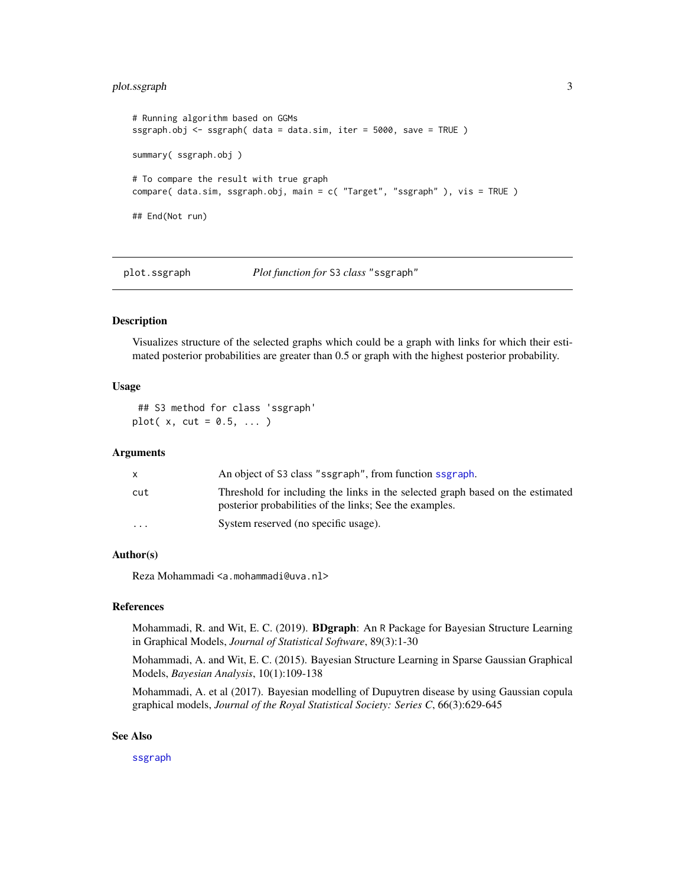```
# Running algorithm based on GGMs
ssgraph.obj <- ssgraph( data = data.sim, iter = 5000, save = TRUE )

summary( ssgraph.obj )

# To compare the result with true graph
compare( data.sim, ssgraph.obj, main = c( "Target", "ssgraph" ), vis = TRUE )

## End(Not run)
```

---

plot.ssgraph *Plot function for* S3 *class* "ssgraph"

---

## Description

Visualizes structure of the selected graphs which could be a graph with links for which their estimated posterior probabilities are greater than 0.5 or graph with the highest posterior probability.

## Usage

```
## S3 method for class 'ssgraph'
plot( x, cut = 0.5, ... )
```

## Arguments

| | |
|---|---|
| x | An object of S3 class "ssgraph", from function ssgraph. |
| cut | Threshold for including the links in the selected graph based on the estimated posterior probabilities of the links; See the examples. |
| ... | System reserved (no specific usage). |

## Author(s)

Reza Mohammadi <a.mohammadi@uva.nl>

## References

Mohammadi, R. and Wit, E. C. (2019). **BDgraph**: An R Package for Bayesian Structure Learning in Graphical Models, *Journal of Statistical Software*, 89(3):1-30

Mohammadi, A. and Wit, E. C. (2015). Bayesian Structure Learning in Sparse Gaussian Graphical Models, *Bayesian Analysis*, 10(1):109-138

Mohammadi, A. et al (2017). Bayesian modelling of Dupuytren disease by using Gaussian copula graphical models, *Journal of the Royal Statistical Society: Series C*, 66(3):629-645

## See Also

ssgraph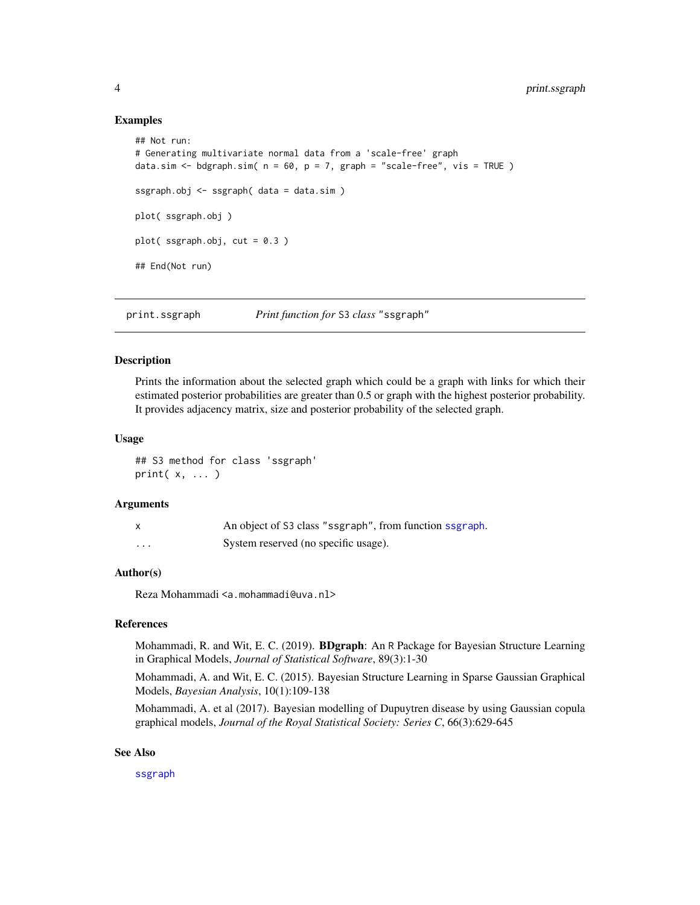## Examples

```
## Not run:
# Generating multivariate normal data from a 'scale-free' graph
data.sim <- bdgraph.sim( n = 60, p = 7, graph = "scale-free", vis = TRUE )

ssgraph.obj <- ssgraph( data = data.sim )

plot( ssgraph.obj )

plot( ssgraph.obj, cut = 0.3 )

## End(Not run)
```

---

# print.ssgraph — *Print function for* S3 *class* "ssgraph"

## Description

Prints the information about the selected graph which could be a graph with links for which their estimated posterior probabilities are greater than 0.5 or graph with the highest posterior probability. It provides adjacency matrix, size and posterior probability of the selected graph.

## Usage

```
## S3 method for class 'ssgraph'
print( x, ... )
```

## Arguments

| | |
|---|---|
| x | An object of S3 class "ssgraph", from function ssgraph. |
| ... | System reserved (no specific usage). |

## Author(s)

Reza Mohammadi <a.mohammadi@uva.nl>

## References

Mohammadi, R. and Wit, E. C. (2019). **BDgraph**: An R Package for Bayesian Structure Learning in Graphical Models, *Journal of Statistical Software*, 89(3):1-30

Mohammadi, A. and Wit, E. C. (2015). Bayesian Structure Learning in Sparse Gaussian Graphical Models, *Bayesian Analysis*, 10(1):109-138

Mohammadi, A. et al (2017). Bayesian modelling of Dupuytren disease by using Gaussian copula graphical models, *Journal of the Royal Statistical Society: Series C*, 66(3):629-645

## See Also

ssgraph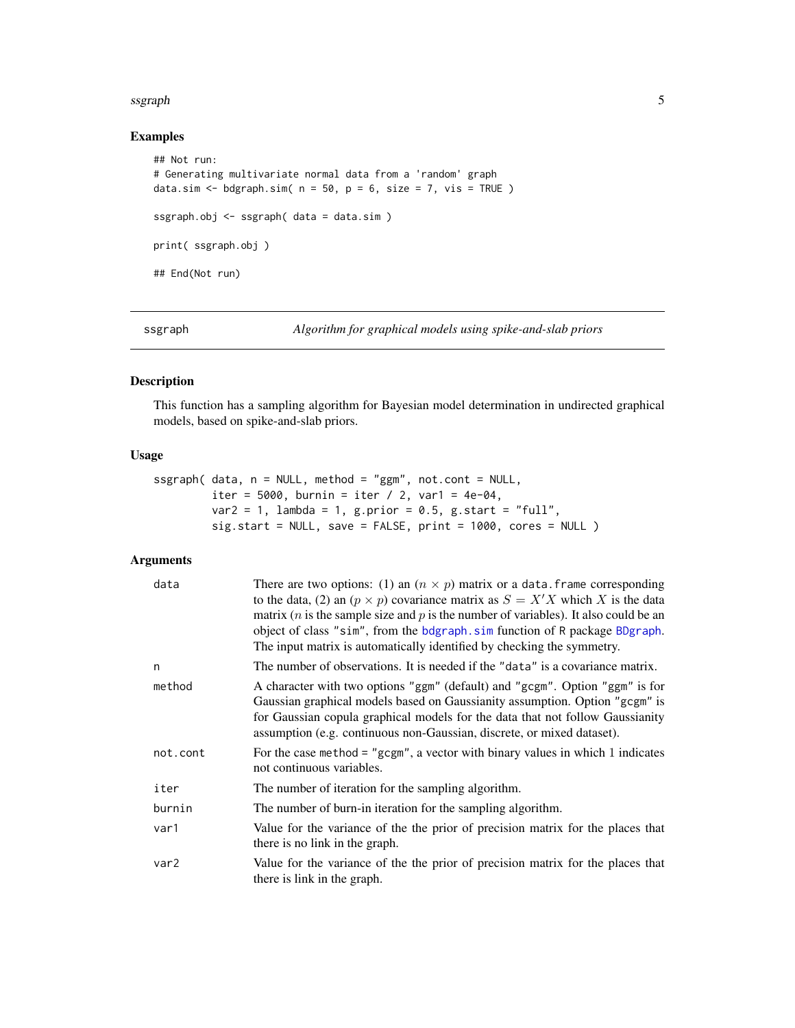## Examples

```
## Not run:
# Generating multivariate normal data from a 'random' graph
data.sim <- bdgraph.sim( n = 50, p = 6, size = 7, vis = TRUE )

ssgraph.obj <- ssgraph( data = data.sim )

print( ssgraph.obj )

## End(Not run)
```

---

# ssgraph — *Algorithm for graphical models using spike-and-slab priors*

---

## Description

This function has a sampling algorithm for Bayesian model determination in undirected graphical models, based on spike-and-slab priors.

## Usage

```
ssgraph( data, n = NULL, method = "ggm", not.cont = NULL,
         iter = 5000, burnin = iter / 2, var1 = 4e-04,
         var2 = 1, lambda = 1, g.prior = 0.5, g.start = "full",
         sig.start = NULL, save = FALSE, print = 1000, cores = NULL )
```

## Arguments

| | |
|---|---|
| `data` | There are two options: (1) an $(n \times p)$ matrix or a `data.frame` corresponding to the data, (2) an $(p \times p)$ covariance matrix as $S = X'X$ which $X$ is the data matrix ($n$ is the sample size and $p$ is the number of variables). It also could be an object of class `"sim"`, from the `bdgraph.sim` function of `R` package `BDgraph`. The input matrix is automatically identified by checking the symmetry. |
| `n` | The number of observations. It is needed if the `"data"` is a covariance matrix. |
| `method` | A character with two options `"ggm"` (default) and `"gcgm"`. Option `"ggm"` is for Gaussian graphical models based on Gaussianity assumption. Option `"gcgm"` is for Gaussian copula graphical models for the data that not follow Gaussianity assumption (e.g. continuous non-Gaussian, discrete, or mixed dataset). |
| `not.cont` | For the case `method = "gcgm"`, a vector with binary values in which 1 indicates not continuous variables. |
| `iter` | The number of iteration for the sampling algorithm. |
| `burnin` | The number of burn-in iteration for the sampling algorithm. |
| `var1` | Value for the variance of the the prior of precision matrix for the places that there is no link in the graph. |
| `var2` | Value for the variance of the the prior of precision matrix for the places that there is link in the graph. |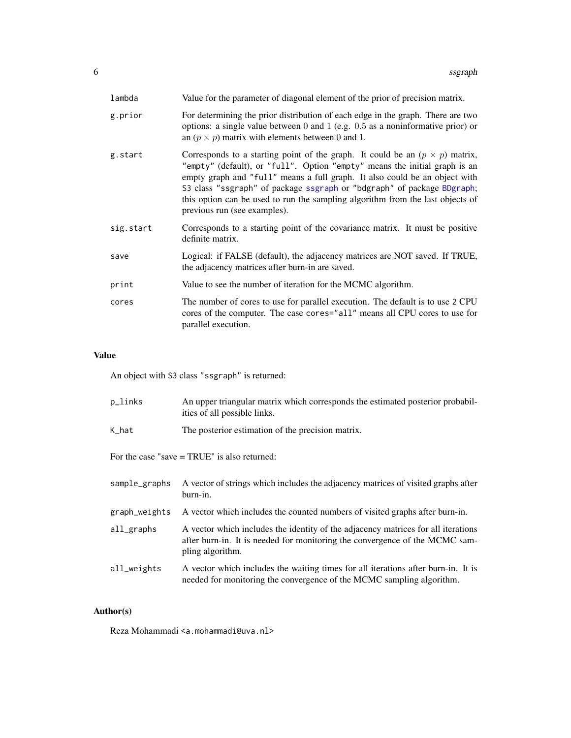| | |
|---|---|
| `lambda` | Value for the parameter of diagonal element of the prior of precision matrix. |
| `g.prior` | For determining the prior distribution of each edge in the graph. There are two options: a single value between 0 and 1 (e.g. 0.5 as a noninformative prior) or an $(p \times p)$ matrix with elements between 0 and 1. |
| `g.start` | Corresponds to a starting point of the graph. It could be an $(p \times p)$ matrix, `"empty"` (default), or `"full"`. Option `"empty"` means the initial graph is an empty graph and `"full"` means a full graph. It also could be an object with `S3` class `"ssgraph"` of package `ssgraph` or `"bdgraph"` of package `BDgraph`; this option can be used to run the sampling algorithm from the last objects of previous run (see examples). |
| `sig.start` | Corresponds to a starting point of the covariance matrix. It must be positive definite matrix. |
| `save` | Logical: if FALSE (default), the adjacency matrices are NOT saved. If TRUE, the adjacency matrices after burn-in are saved. |
| `print` | Value to see the number of iteration for the MCMC algorithm. |
| `cores` | The number of cores to use for parallel execution. The default is to use 2 CPU cores of the computer. The case `cores="all"` means all CPU cores to use for parallel execution. |

## Value

An object with `S3` class `"ssgraph"` is returned:

| | |
|---|---|
| `p_links` | An upper triangular matrix which corresponds the estimated posterior probabilities of all possible links. |
| `K_hat` | The posterior estimation of the precision matrix. |

For the case "save = TRUE" is also returned:

| | |
|---|---|
| `sample_graphs` | A vector of strings which includes the adjacency matrices of visited graphs after burn-in. |
| `graph_weights` | A vector which includes the counted numbers of visited graphs after burn-in. |
| `all_graphs` | A vector which includes the identity of the adjacency matrices for all iterations after burn-in. It is needed for monitoring the convergence of the MCMC sampling algorithm. |
| `all_weights` | A vector which includes the waiting times for all iterations after burn-in. It is needed for monitoring the convergence of the MCMC sampling algorithm. |

## Author(s)

Reza Mohammadi `<a.mohammadi@uva.nl>`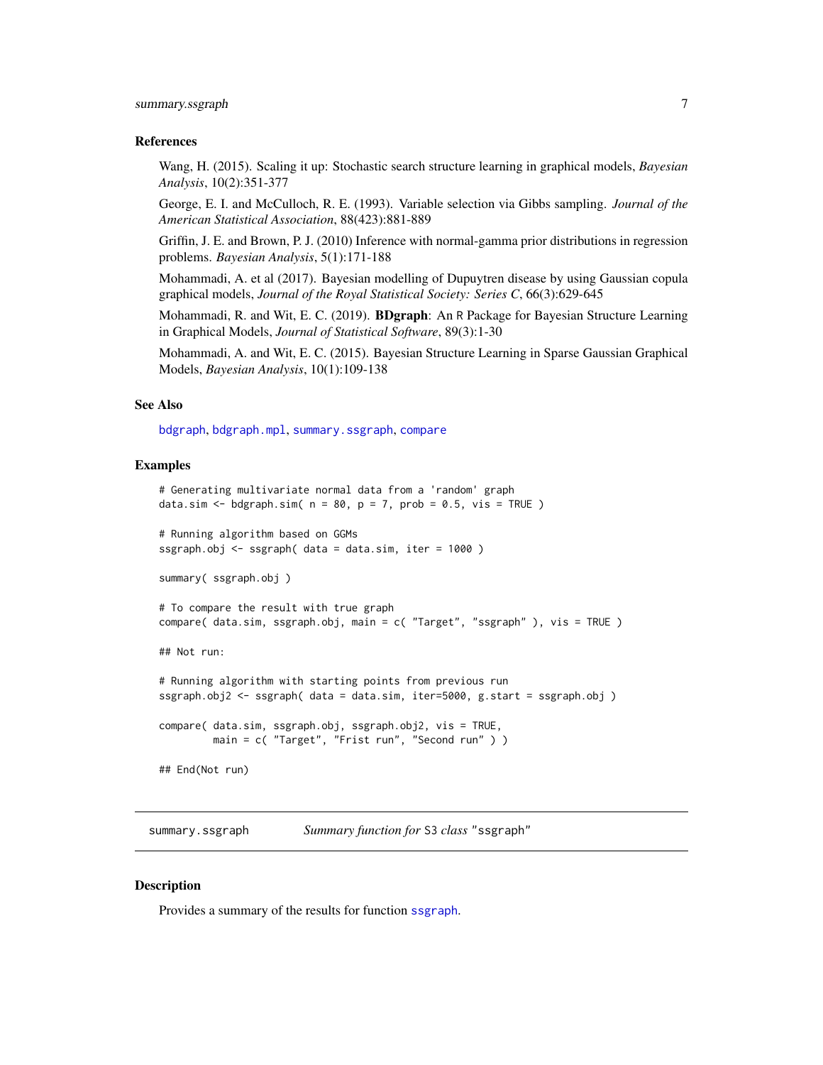### References

Wang, H. (2015). Scaling it up: Stochastic search structure learning in graphical models, *Bayesian Analysis*, 10(2):351-377

George, E. I. and McCulloch, R. E. (1993). Variable selection via Gibbs sampling. *Journal of the American Statistical Association*, 88(423):881-889

Griffin, J. E. and Brown, P. J. (2010) Inference with normal-gamma prior distributions in regression problems. *Bayesian Analysis*, 5(1):171-188

Mohammadi, A. et al (2017). Bayesian modelling of Dupuytren disease by using Gaussian copula graphical models, *Journal of the Royal Statistical Society: Series C*, 66(3):629-645

Mohammadi, R. and Wit, E. C. (2019). **BDgraph**: An R Package for Bayesian Structure Learning in Graphical Models, *Journal of Statistical Software*, 89(3):1-30

Mohammadi, A. and Wit, E. C. (2015). Bayesian Structure Learning in Sparse Gaussian Graphical Models, *Bayesian Analysis*, 10(1):109-138

### See Also

bdgraph, bdgraph.mpl, summary.ssgraph, compare

### Examples

```
# Generating multivariate normal data from a 'random' graph
data.sim <- bdgraph.sim( n = 80, p = 7, prob = 0.5, vis = TRUE )

# Running algorithm based on GGMs
ssgraph.obj <- ssgraph( data = data.sim, iter = 1000 )

summary( ssgraph.obj )

# To compare the result with true graph
compare( data.sim, ssgraph.obj, main = c( "Target", "ssgraph" ), vis = TRUE )

## Not run:

# Running algorithm with starting points from previous run
ssgraph.obj2 <- ssgraph( data = data.sim, iter=5000, g.start = ssgraph.obj )

compare( data.sim, ssgraph.obj, ssgraph.obj2, vis = TRUE,
         main = c( "Target", "Frist run", "Second run" ) )

## End(Not run)
```

---

## summary.ssgraph — *Summary function for* S3 *class* "ssgraph"

### Description

Provides a summary of the results for function ssgraph.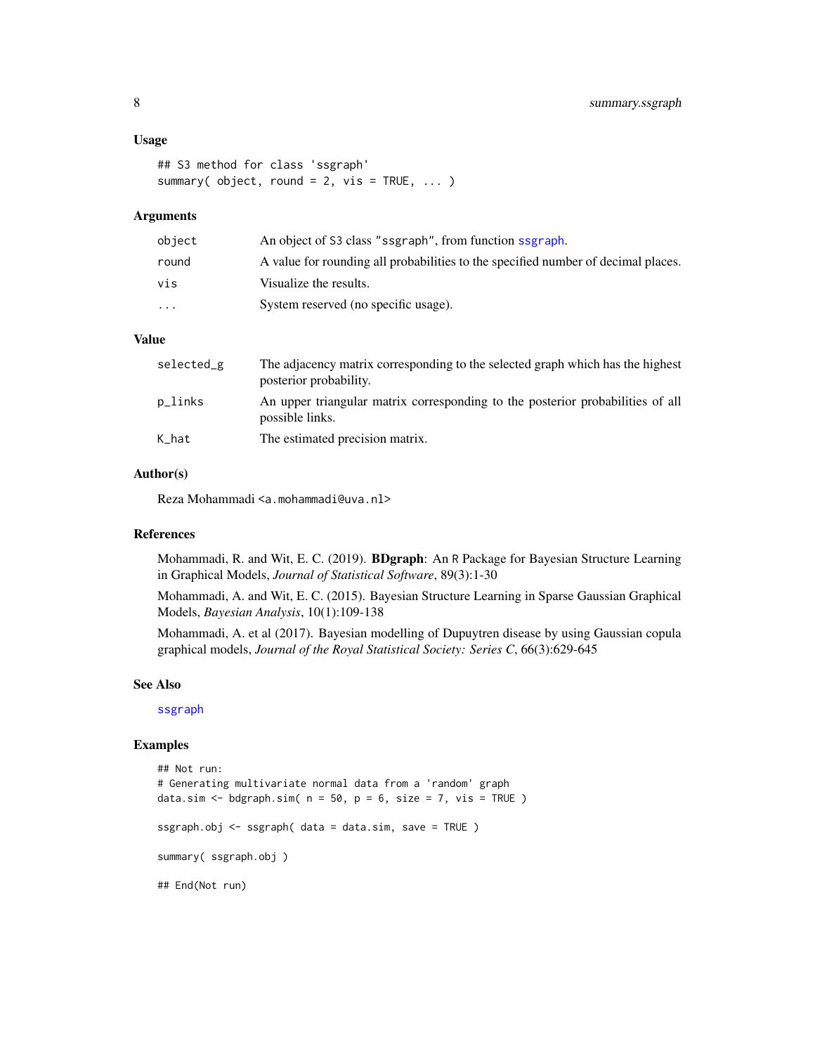### Usage

```
## S3 method for class 'ssgraph'
summary( object, round = 2, vis = TRUE, ... )
```

### Arguments

| | |
|---|---|
| object | An object of S3 class "ssgraph", from function ssgraph. |
| round | A value for rounding all probabilities to the specified number of decimal places. |
| vis | Visualize the results. |
| ... | System reserved (no specific usage). |

### Value

| | |
|---|---|
| selected_g | The adjacency matrix corresponding to the selected graph which has the highest posterior probability. |
| p_links | An upper triangular matrix corresponding to the posterior probabilities of all possible links. |
| K_hat | The estimated precision matrix. |

### Author(s)

Reza Mohammadi <a.mohammadi@uva.nl>

### References

Mohammadi, R. and Wit, E. C. (2019). **BDgraph**: An R Package for Bayesian Structure Learning in Graphical Models, *Journal of Statistical Software*, 89(3):1-30

Mohammadi, A. and Wit, E. C. (2015). Bayesian Structure Learning in Sparse Gaussian Graphical Models, *Bayesian Analysis*, 10(1):109-138

Mohammadi, A. et al (2017). Bayesian modelling of Dupuytren disease by using Gaussian copula graphical models, *Journal of the Royal Statistical Society: Series C*, 66(3):629-645

### See Also

ssgraph

### Examples

```
## Not run:
# Generating multivariate normal data from a 'random' graph
data.sim <- bdgraph.sim( n = 50, p = 6, size = 7, vis = TRUE )

ssgraph.obj <- ssgraph( data = data.sim, save = TRUE )

summary( ssgraph.obj )

## End(Not run)
```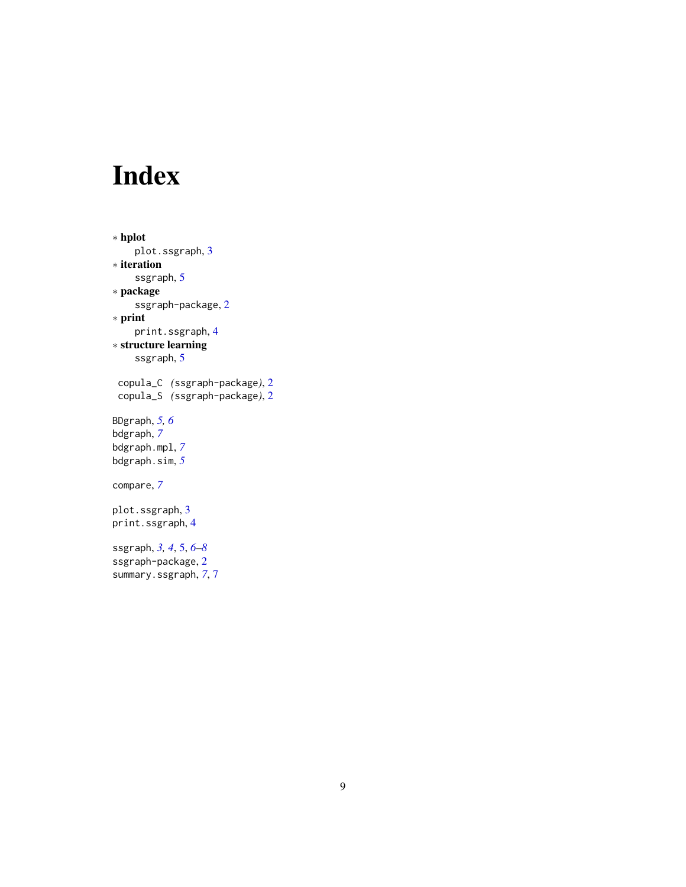# Index

∗ **hplot**
    plot.ssgraph, 3
∗ **iteration**
    ssgraph, 5
∗ **package**
    ssgraph-package, 2
∗ **print**
    print.ssgraph, 4
∗ **structure learning**
    ssgraph, 5

copula_C (ssgraph-package), 2
copula_S (ssgraph-package), 2

BDgraph, *5, 6*
bdgraph, *7*
bdgraph.mpl, *7*
bdgraph.sim, *5*

compare, *7*

plot.ssgraph, 3
print.ssgraph, 4

ssgraph, *3, 4*, 5, *6–8*
ssgraph-package, 2
summary.ssgraph, *7*, 7